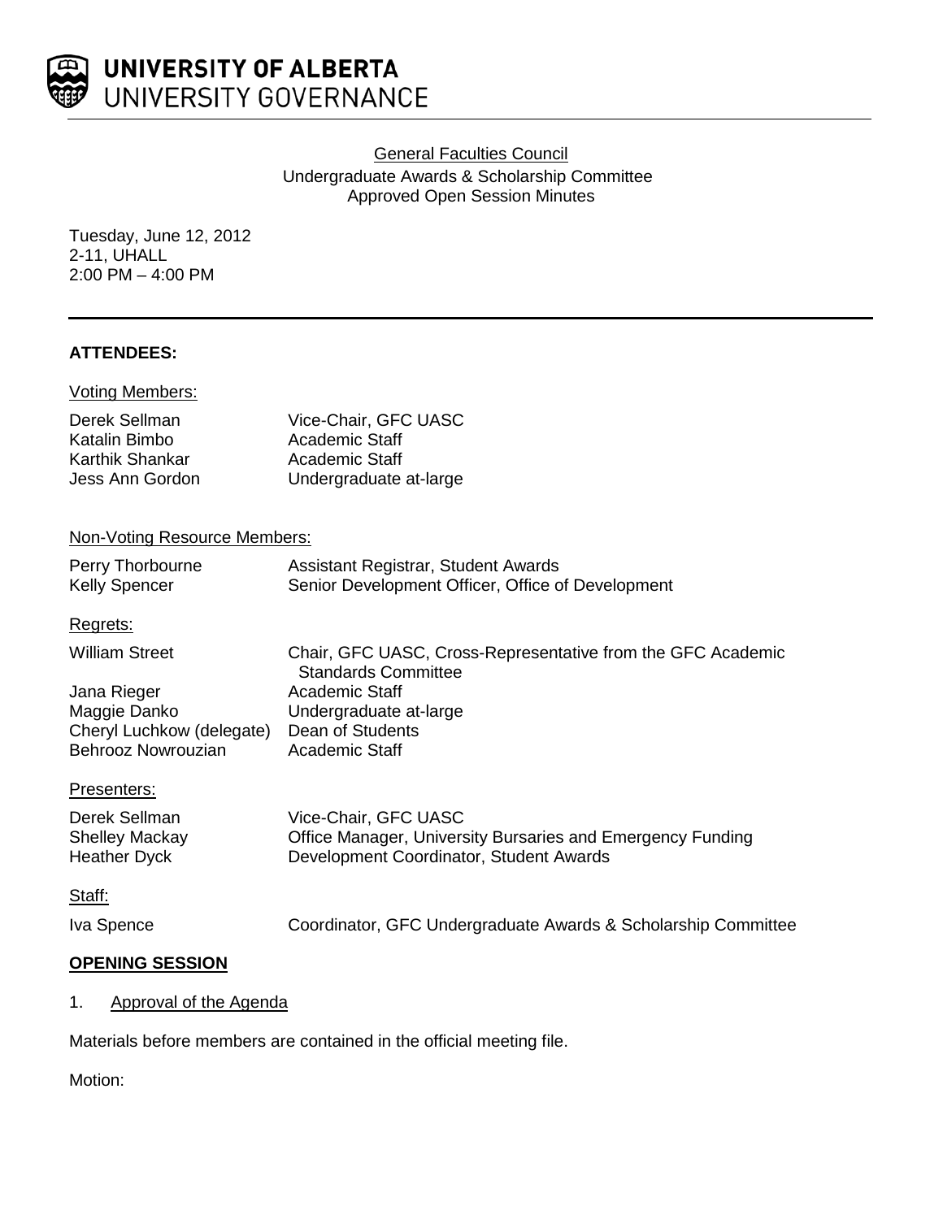UNIVERSITY OF ALBERTA
UNIVERSITY GOVERNANCE

General Faculties Council
Undergraduate Awards & Scholarship Committee
Approved Open Session Minutes

Tuesday, June 12, 2012
2-11, UHALL
2:00 PM – 4:00 PM

---

**ATTENDEES:**

Voting Members:

| | |
|---|---|
| Derek Sellman | Vice-Chair, GFC UASC |
| Katalin Bimbo | Academic Staff |
| Karthik Shankar | Academic Staff |
| Jess Ann Gordon | Undergraduate at-large |

Non-Voting Resource Members:

| | |
|---|---|
| Perry Thorbourne | Assistant Registrar, Student Awards |
| Kelly Spencer | Senior Development Officer, Office of Development |

Regrets:

| | |
|---|---|
| William Street | Chair, GFC UASC, Cross-Representative from the GFC Academic Standards Committee |
| Jana Rieger | Academic Staff |
| Maggie Danko | Undergraduate at-large |
| Cheryl Luchkow (delegate) | Dean of Students |
| Behrooz Nowrouzian | Academic Staff |

Presenters:

| | |
|---|---|
| Derek Sellman | Vice-Chair, GFC UASC |
| Shelley Mackay | Office Manager, University Bursaries and Emergency Funding |
| Heather Dyck | Development Coordinator, Student Awards |

Staff:

| | |
|---|---|
| Iva Spence | Coordinator, GFC Undergraduate Awards & Scholarship Committee |

**OPENING SESSION**

1. Approval of the Agenda

Materials before members are contained in the official meeting file.

Motion: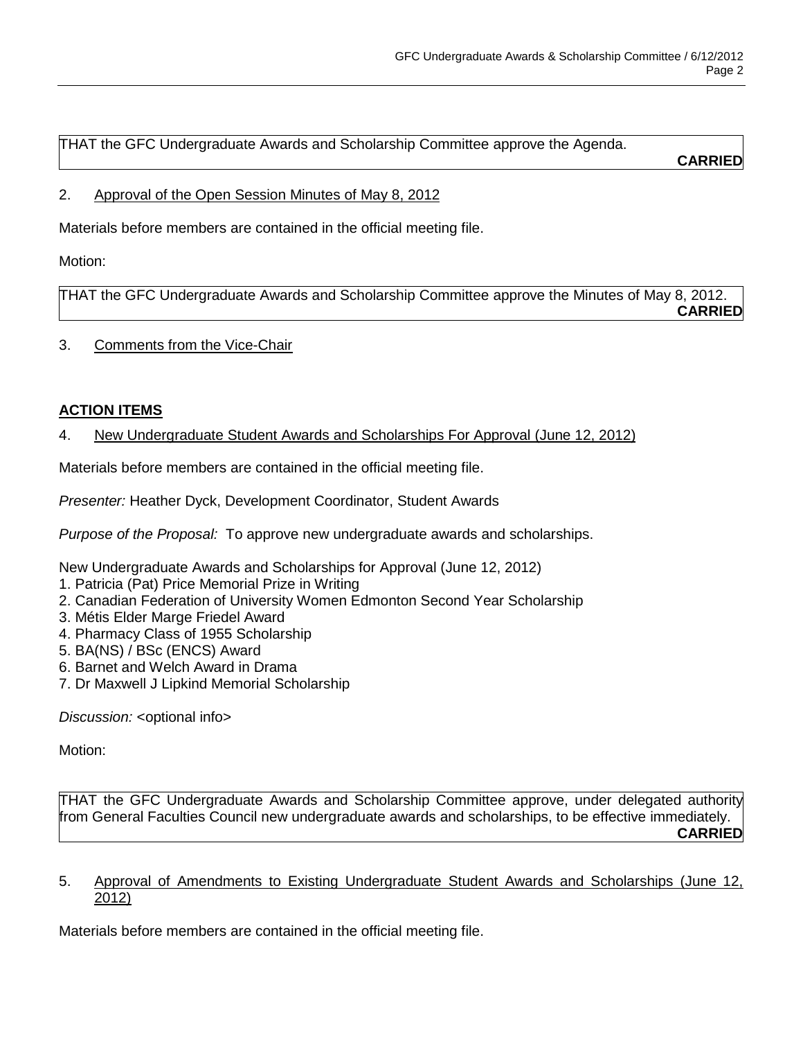THAT the GFC Undergraduate Awards and Scholarship Committee approve the Agenda.

**CARRIED**

2. Approval of the Open Session Minutes of May 8, 2012

Materials before members are contained in the official meeting file.

Motion:

THAT the GFC Undergraduate Awards and Scholarship Committee approve the Minutes of May 8, 2012.

**CARRIED**

3. Comments from the Vice-Chair

**ACTION ITEMS**

4. New Undergraduate Student Awards and Scholarships For Approval (June 12, 2012)

Materials before members are contained in the official meeting file.

*Presenter:* Heather Dyck, Development Coordinator, Student Awards

*Purpose of the Proposal:* To approve new undergraduate awards and scholarships.

New Undergraduate Awards and Scholarships for Approval (June 12, 2012)
1. Patricia (Pat) Price Memorial Prize in Writing
2. Canadian Federation of University Women Edmonton Second Year Scholarship
3. Métis Elder Marge Friedel Award
4. Pharmacy Class of 1955 Scholarship
5. BA(NS) / BSc (ENCS) Award
6. Barnet and Welch Award in Drama
7. Dr Maxwell J Lipkind Memorial Scholarship

*Discussion:* <optional info>

Motion:

THAT the GFC Undergraduate Awards and Scholarship Committee approve, under delegated authority from General Faculties Council new undergraduate awards and scholarships, to be effective immediately.

**CARRIED**

5. Approval of Amendments to Existing Undergraduate Student Awards and Scholarships (June 12, 2012)

Materials before members are contained in the official meeting file.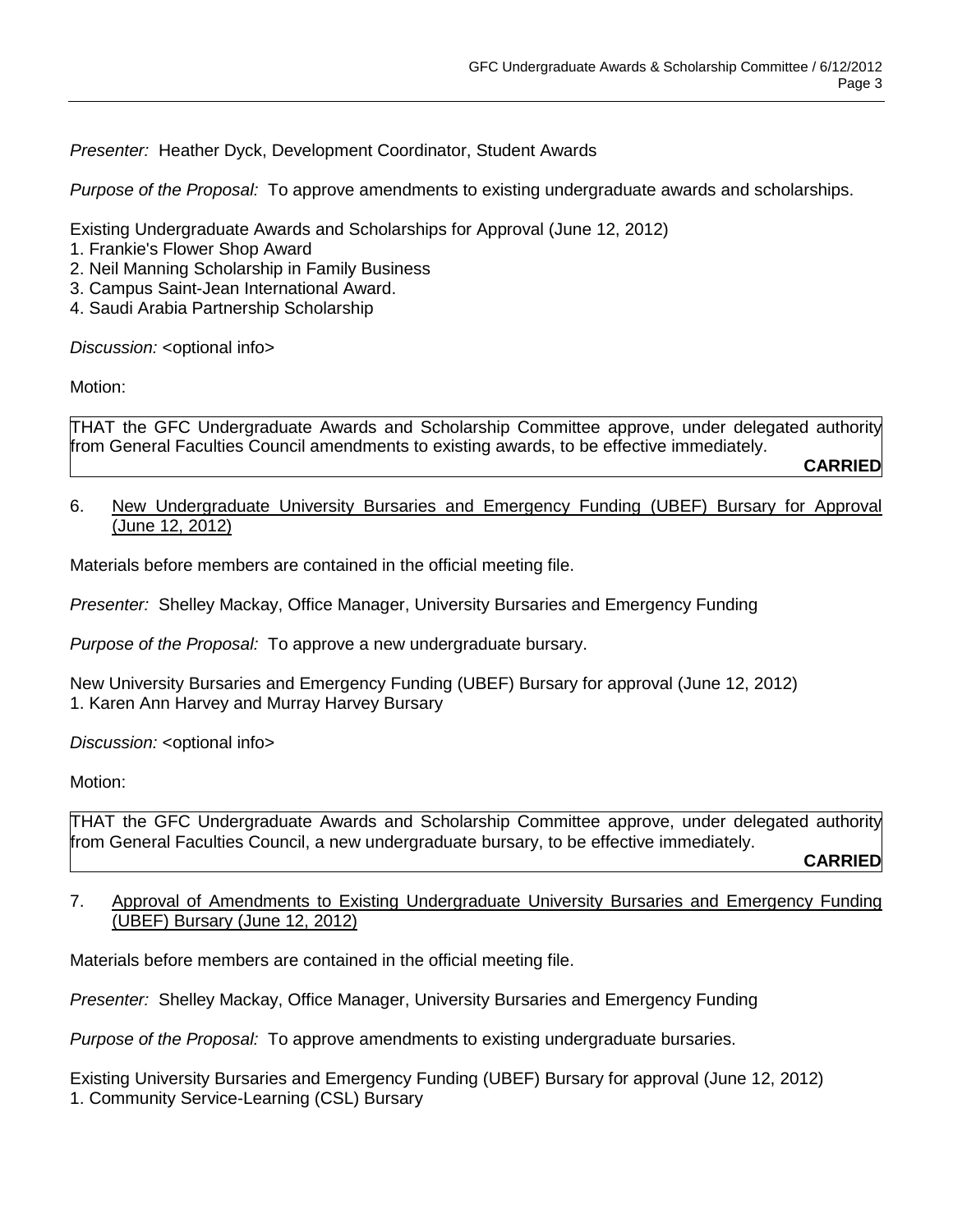*Presenter:* Heather Dyck, Development Coordinator, Student Awards

*Purpose of the Proposal:* To approve amendments to existing undergraduate awards and scholarships.

Existing Undergraduate Awards and Scholarships for Approval (June 12, 2012)
1. Frankie's Flower Shop Award
2. Neil Manning Scholarship in Family Business
3. Campus Saint-Jean International Award.
4. Saudi Arabia Partnership Scholarship

*Discussion:* <optional info>

Motion:

THAT the GFC Undergraduate Awards and Scholarship Committee approve, under delegated authority from General Faculties Council amendments to existing awards, to be effective immediately.

**CARRIED**

6. New Undergraduate University Bursaries and Emergency Funding (UBEF) Bursary for Approval (June 12, 2012)

Materials before members are contained in the official meeting file.

*Presenter:* Shelley Mackay, Office Manager, University Bursaries and Emergency Funding

*Purpose of the Proposal:* To approve a new undergraduate bursary.

New University Bursaries and Emergency Funding (UBEF) Bursary for approval (June 12, 2012)
1. Karen Ann Harvey and Murray Harvey Bursary

*Discussion:* <optional info>

Motion:

THAT the GFC Undergraduate Awards and Scholarship Committee approve, under delegated authority from General Faculties Council, a new undergraduate bursary, to be effective immediately.

**CARRIED**

7. Approval of Amendments to Existing Undergraduate University Bursaries and Emergency Funding (UBEF) Bursary (June 12, 2012)

Materials before members are contained in the official meeting file.

*Presenter:* Shelley Mackay, Office Manager, University Bursaries and Emergency Funding

*Purpose of the Proposal:* To approve amendments to existing undergraduate bursaries.

Existing University Bursaries and Emergency Funding (UBEF) Bursary for approval (June 12, 2012)
1. Community Service-Learning (CSL) Bursary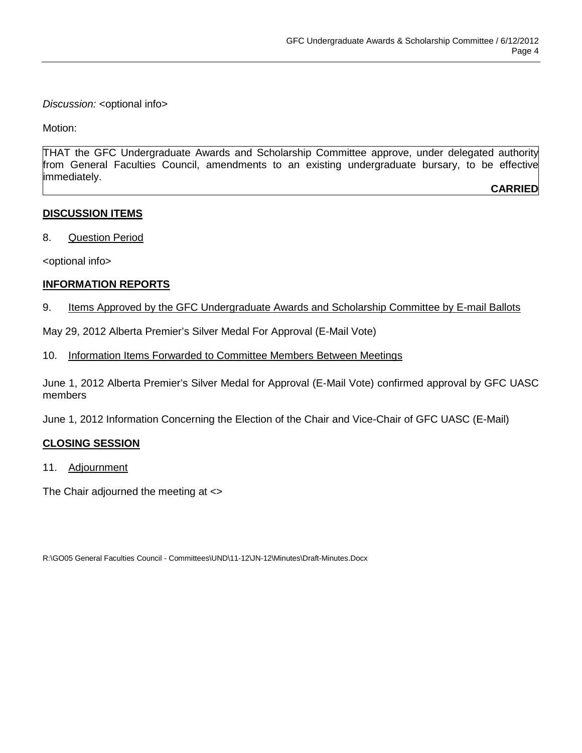*Discussion:* <optional info>

Motion:

| |
|---|
| THAT the GFC Undergraduate Awards and Scholarship Committee approve, under delegated authority from General Faculties Council, amendments to an existing undergraduate bursary, to be effective immediately.<br><br>**CARRIED** |

## DISCUSSION ITEMS

8. Question Period

<optional info>

## INFORMATION REPORTS

9. Items Approved by the GFC Undergraduate Awards and Scholarship Committee by E-mail Ballots

May 29, 2012 Alberta Premier's Silver Medal For Approval (E-Mail Vote)

10. Information Items Forwarded to Committee Members Between Meetings

June 1, 2012 Alberta Premier's Silver Medal for Approval (E-Mail Vote) confirmed approval by GFC UASC members

June 1, 2012 Information Concerning the Election of the Chair and Vice-Chair of GFC UASC (E-Mail)

## CLOSING SESSION

11. Adjournment

The Chair adjourned the meeting at <>

R:\GO05 General Faculties Council - Committees\UND\11-12\JN-12\Minutes\Draft-Minutes.Docx